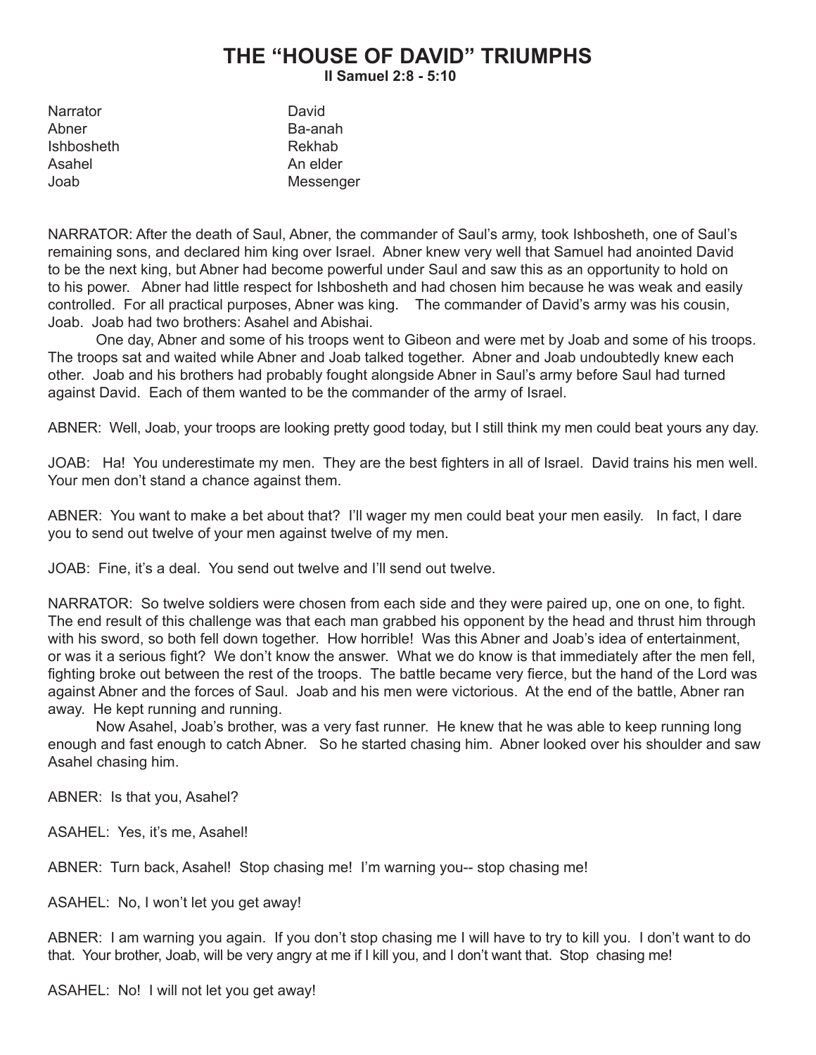# THE "HOUSE OF DAVID" TRIUMPHS

**II Samuel 2:8 - 5:10**

| | |
|---|---|
| Narrator | David |
| Abner | Ba-anah |
| Ishbosheth | Rekhab |
| Asahel | An elder |
| Joab | Messenger |

NARRATOR: After the death of Saul, Abner, the commander of Saul's army, took Ishbosheth, one of Saul's remaining sons, and declared him king over Israel. Abner knew very well that Samuel had anointed David to be the next king, but Abner had become powerful under Saul and saw this as an opportunity to hold on to his power. Abner had little respect for Ishbosheth and had chosen him because he was weak and easily controlled. For all practical purposes, Abner was king. The commander of David's army was his cousin, Joab. Joab had two brothers: Asahel and Abishai.

One day, Abner and some of his troops went to Gibeon and were met by Joab and some of his troops. The troops sat and waited while Abner and Joab talked together. Abner and Joab undoubtedly knew each other. Joab and his brothers had probably fought alongside Abner in Saul's army before Saul had turned against David. Each of them wanted to be the commander of the army of Israel.

ABNER: Well, Joab, your troops are looking pretty good today, but I still think my men could beat yours any day.

JOAB: Ha! You underestimate my men. They are the best fighters in all of Israel. David trains his men well. Your men don't stand a chance against them.

ABNER: You want to make a bet about that? I'll wager my men could beat your men easily. In fact, I dare you to send out twelve of your men against twelve of my men.

JOAB: Fine, it's a deal. You send out twelve and I'll send out twelve.

NARRATOR: So twelve soldiers were chosen from each side and they were paired up, one on one, to fight. The end result of this challenge was that each man grabbed his opponent by the head and thrust him through with his sword, so both fell down together. How horrible! Was this Abner and Joab's idea of entertainment, or was it a serious fight? We don't know the answer. What we do know is that immediately after the men fell, fighting broke out between the rest of the troops. The battle became very fierce, but the hand of the Lord was against Abner and the forces of Saul. Joab and his men were victorious. At the end of the battle, Abner ran away. He kept running and running.

Now Asahel, Joab's brother, was a very fast runner. He knew that he was able to keep running long enough and fast enough to catch Abner. So he started chasing him. Abner looked over his shoulder and saw Asahel chasing him.

ABNER: Is that you, Asahel?

ASAHEL: Yes, it's me, Asahel!

ABNER: Turn back, Asahel! Stop chasing me! I'm warning you-- stop chasing me!

ASAHEL: No, I won't let you get away!

ABNER: I am warning you again. If you don't stop chasing me I will have to try to kill you. I don't want to do that. Your brother, Joab, will be very angry at me if I kill you, and I don't want that. Stop chasing me!

ASAHEL: No! I will not let you get away!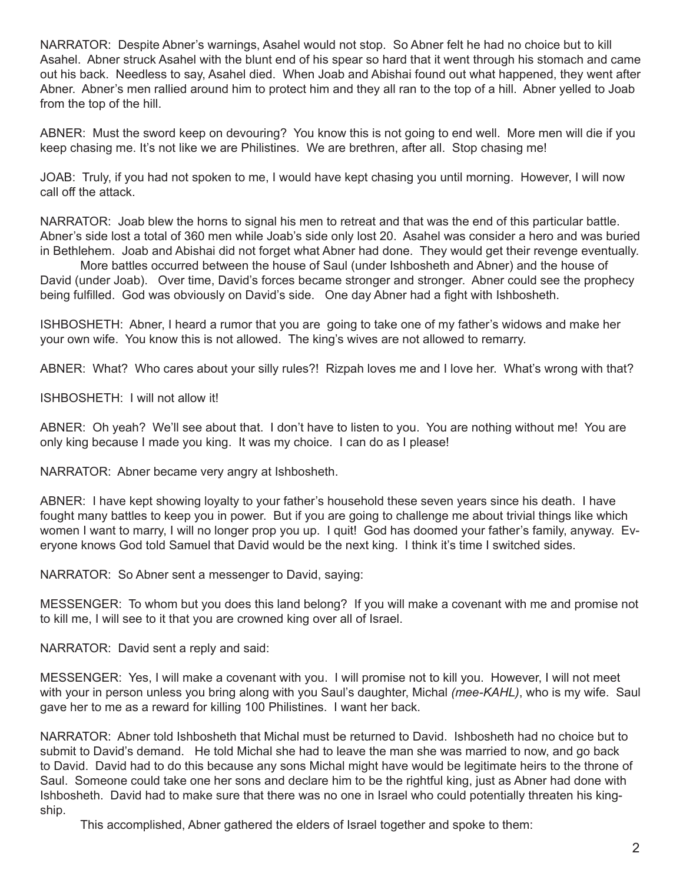NARRATOR: Despite Abner's warnings, Asahel would not stop. So Abner felt he had no choice but to kill Asahel. Abner struck Asahel with the blunt end of his spear so hard that it went through his stomach and came out his back. Needless to say, Asahel died. When Joab and Abishai found out what happened, they went after Abner. Abner's men rallied around him to protect him and they all ran to the top of a hill. Abner yelled to Joab from the top of the hill.

ABNER: Must the sword keep on devouring? You know this is not going to end well. More men will die if you keep chasing me. It's not like we are Philistines. We are brethren, after all. Stop chasing me!

JOAB: Truly, if you had not spoken to me, I would have kept chasing you until morning. However, I will now call off the attack.

NARRATOR: Joab blew the horns to signal his men to retreat and that was the end of this particular battle. Abner's side lost a total of 360 men while Joab's side only lost 20. Asahel was consider a hero and was buried in Bethlehem. Joab and Abishai did not forget what Abner had done. They would get their revenge eventually.

More battles occurred between the house of Saul (under Ishbosheth and Abner) and the house of David (under Joab). Over time, David's forces became stronger and stronger. Abner could see the prophecy being fulfilled. God was obviously on David's side. One day Abner had a fight with Ishbosheth.

ISHBOSHETH: Abner, I heard a rumor that you are going to take one of my father's widows and make her your own wife. You know this is not allowed. The king's wives are not allowed to remarry.

ABNER: What? Who cares about your silly rules?! Rizpah loves me and I love her. What's wrong with that?

ISHBOSHETH: I will not allow it!

ABNER: Oh yeah? We'll see about that. I don't have to listen to you. You are nothing without me! You are only king because I made you king. It was my choice. I can do as I please!

NARRATOR: Abner became very angry at Ishbosheth.

ABNER: I have kept showing loyalty to your father's household these seven years since his death. I have fought many battles to keep you in power. But if you are going to challenge me about trivial things like which women I want to marry, I will no longer prop you up. I quit! God has doomed your father's family, anyway. Everyone knows God told Samuel that David would be the next king. I think it's time I switched sides.

NARRATOR: So Abner sent a messenger to David, saying:

MESSENGER: To whom but you does this land belong? If you will make a covenant with me and promise not to kill me, I will see to it that you are crowned king over all of Israel.

NARRATOR: David sent a reply and said:

MESSENGER: Yes, I will make a covenant with you. I will promise not to kill you. However, I will not meet with your in person unless you bring along with you Saul's daughter, Michal *(mee-KAHL)*, who is my wife. Saul gave her to me as a reward for killing 100 Philistines. I want her back.

NARRATOR: Abner told Ishbosheth that Michal must be returned to David. Ishbosheth had no choice but to submit to David's demand. He told Michal she had to leave the man she was married to now, and go back to David. David had to do this because any sons Michal might have would be legitimate heirs to the throne of Saul. Someone could take one her sons and declare him to be the rightful king, just as Abner had done with Ishbosheth. David had to make sure that there was no one in Israel who could potentially threaten his kingship.

This accomplished, Abner gathered the elders of Israel together and spoke to them: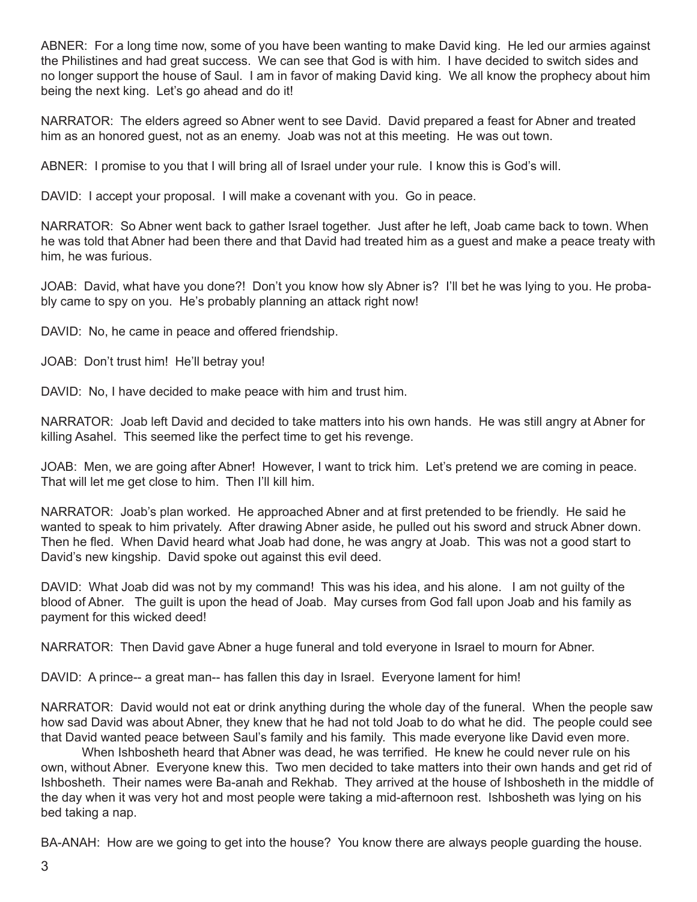ABNER: For a long time now, some of you have been wanting to make David king. He led our armies against the Philistines and had great success. We can see that God is with him. I have decided to switch sides and no longer support the house of Saul. I am in favor of making David king. We all know the prophecy about him being the next king. Let's go ahead and do it!

NARRATOR: The elders agreed so Abner went to see David. David prepared a feast for Abner and treated him as an honored guest, not as an enemy. Joab was not at this meeting. He was out town.

ABNER: I promise to you that I will bring all of Israel under your rule. I know this is God's will.

DAVID: I accept your proposal. I will make a covenant with you. Go in peace.

NARRATOR: So Abner went back to gather Israel together. Just after he left, Joab came back to town. When he was told that Abner had been there and that David had treated him as a guest and make a peace treaty with him, he was furious.

JOAB: David, what have you done?! Don't you know how sly Abner is? I'll bet he was lying to you. He probably came to spy on you. He's probably planning an attack right now!

DAVID: No, he came in peace and offered friendship.

JOAB: Don't trust him! He'll betray you!

DAVID: No, I have decided to make peace with him and trust him.

NARRATOR: Joab left David and decided to take matters into his own hands. He was still angry at Abner for killing Asahel. This seemed like the perfect time to get his revenge.

JOAB: Men, we are going after Abner! However, I want to trick him. Let's pretend we are coming in peace. That will let me get close to him. Then I'll kill him.

NARRATOR: Joab's plan worked. He approached Abner and at first pretended to be friendly. He said he wanted to speak to him privately. After drawing Abner aside, he pulled out his sword and struck Abner down. Then he fled. When David heard what Joab had done, he was angry at Joab. This was not a good start to David's new kingship. David spoke out against this evil deed.

DAVID: What Joab did was not by my command! This was his idea, and his alone. I am not guilty of the blood of Abner. The guilt is upon the head of Joab. May curses from God fall upon Joab and his family as payment for this wicked deed!

NARRATOR: Then David gave Abner a huge funeral and told everyone in Israel to mourn for Abner.

DAVID: A prince-- a great man-- has fallen this day in Israel. Everyone lament for him!

NARRATOR: David would not eat or drink anything during the whole day of the funeral. When the people saw how sad David was about Abner, they knew that he had not told Joab to do what he did. The people could see that David wanted peace between Saul's family and his family. This made everyone like David even more.

When Ishbosheth heard that Abner was dead, he was terrified. He knew he could never rule on his own, without Abner. Everyone knew this. Two men decided to take matters into their own hands and get rid of Ishbosheth. Their names were Ba-anah and Rekhab. They arrived at the house of Ishbosheth in the middle of the day when it was very hot and most people were taking a mid-afternoon rest. Ishbosheth was lying on his bed taking a nap.

BA-ANAH: How are we going to get into the house? You know there are always people guarding the house.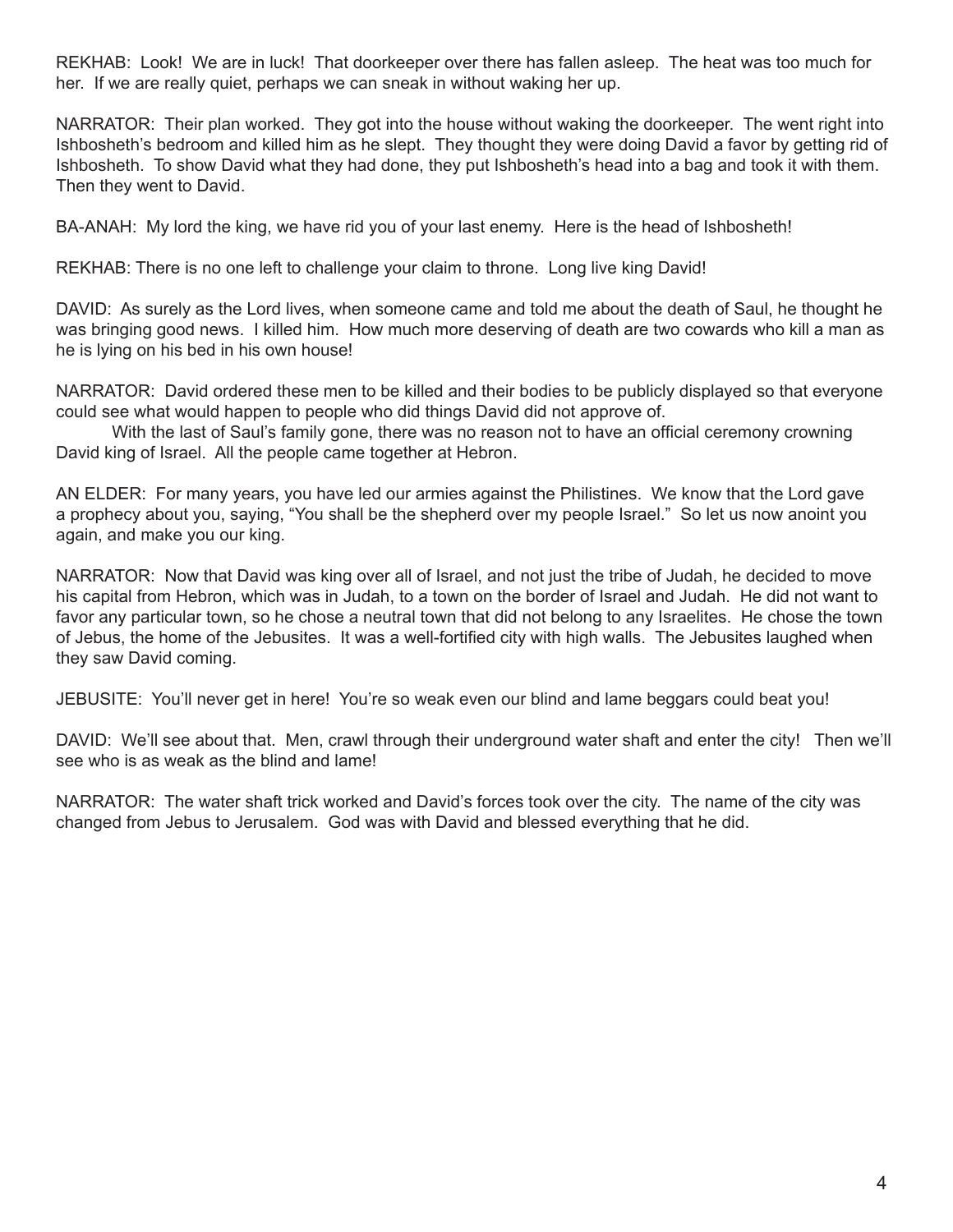REKHAB: Look! We are in luck! That doorkeeper over there has fallen asleep. The heat was too much for her. If we are really quiet, perhaps we can sneak in without waking her up.

NARRATOR: Their plan worked. They got into the house without waking the doorkeeper. The went right into Ishbosheth's bedroom and killed him as he slept. They thought they were doing David a favor by getting rid of Ishbosheth. To show David what they had done, they put Ishbosheth's head into a bag and took it with them. Then they went to David.

BA-ANAH: My lord the king, we have rid you of your last enemy. Here is the head of Ishbosheth!

REKHAB: There is no one left to challenge your claim to throne. Long live king David!

DAVID: As surely as the Lord lives, when someone came and told me about the death of Saul, he thought he was bringing good news. I killed him. How much more deserving of death are two cowards who kill a man as he is lying on his bed in his own house!

NARRATOR: David ordered these men to be killed and their bodies to be publicly displayed so that everyone could see what would happen to people who did things David did not approve of.

With the last of Saul's family gone, there was no reason not to have an official ceremony crowning David king of Israel. All the people came together at Hebron.

AN ELDER: For many years, you have led our armies against the Philistines. We know that the Lord gave a prophecy about you, saying, "You shall be the shepherd over my people Israel." So let us now anoint you again, and make you our king.

NARRATOR: Now that David was king over all of Israel, and not just the tribe of Judah, he decided to move his capital from Hebron, which was in Judah, to a town on the border of Israel and Judah. He did not want to favor any particular town, so he chose a neutral town that did not belong to any Israelites. He chose the town of Jebus, the home of the Jebusites. It was a well-fortified city with high walls. The Jebusites laughed when they saw David coming.

JEBUSITE: You'll never get in here! You're so weak even our blind and lame beggars could beat you!

DAVID: We'll see about that. Men, crawl through their underground water shaft and enter the city! Then we'll see who is as weak as the blind and lame!

NARRATOR: The water shaft trick worked and David's forces took over the city. The name of the city was changed from Jebus to Jerusalem. God was with David and blessed everything that he did.